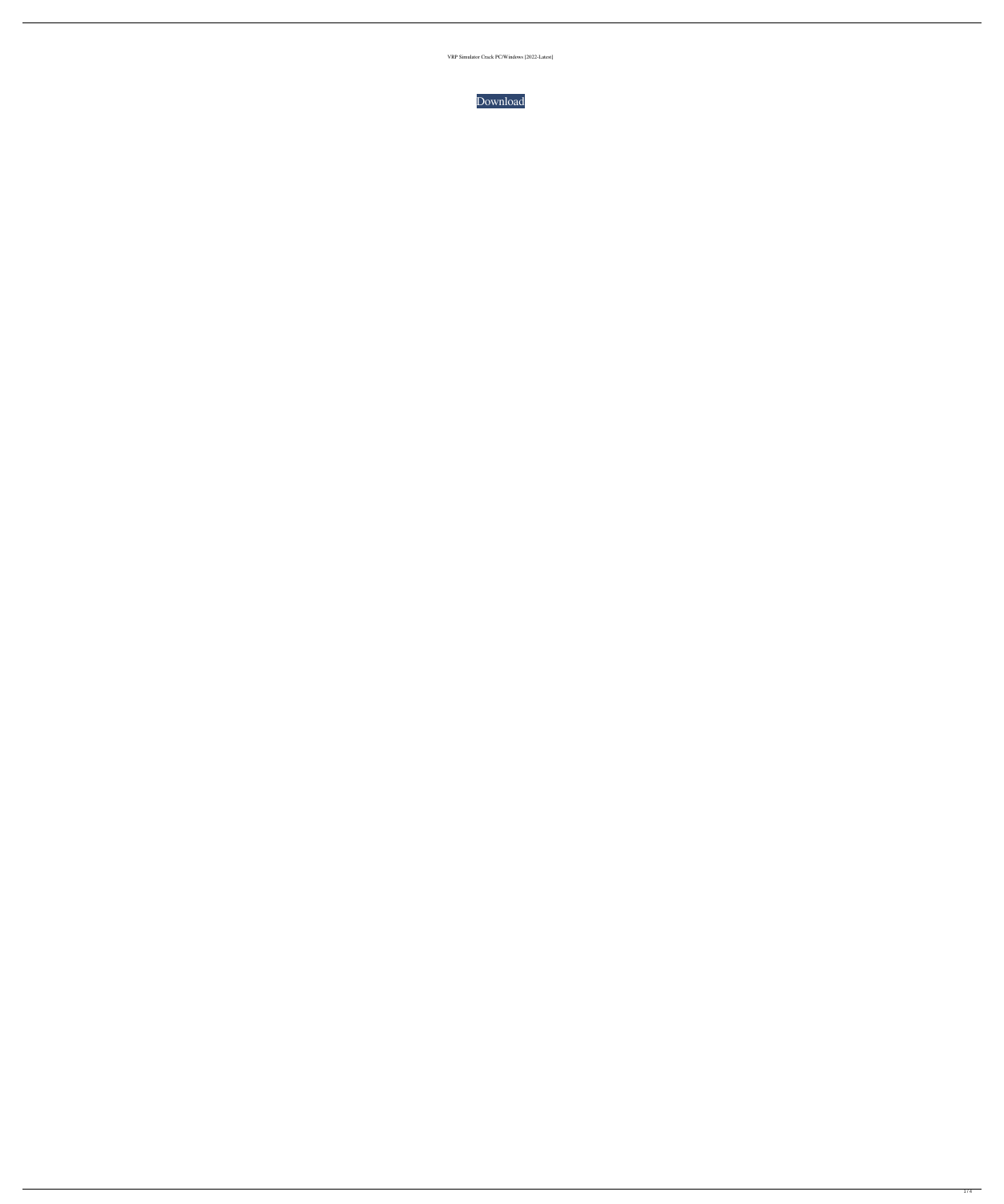VRP Simulator Crack PC/Windows [2022-Latest]

Download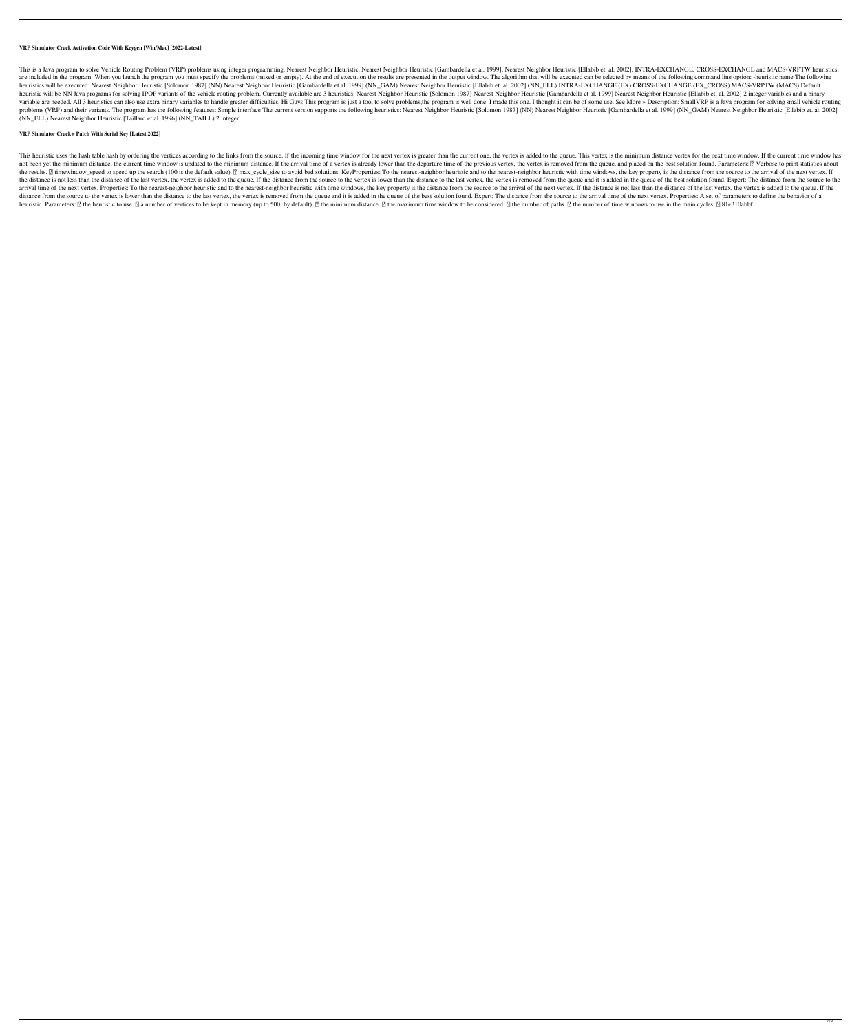### VRP Simulator Crack Activation Code With Keygen [Win/Mac] [2022-Latest]

This is a Java program to solve Vehicle Routing Problem (VRP) problems using integer programming. Nearest Neighbor Heuristic, Nearest Neighbor Heuristic [Gambardella et al. 1999], Nearest Neighbor Heuristic [Ellabib et. al. 2002], INTRA-EXCHANGE, CROSS-EXCHANGE and MACS-VRPTW heuristics, are included in the program. When you launch the program you must specify the problems (mixed or empty). At the end of execution the results are presented in the output window. The algorithm that will be executed can be selected by means of the following command line option: -heuristic name The following heuristics will be executed: Nearest Neighbor Heuristic [Solomon 1987] (NN) Nearest Neighbor Heuristic [Gambardella et al. 1999] (NN_GAM) Nearest Neighbor Heuristic [Ellabib et. al. 2002] (NN_ELL) INTRA-EXCHANGE (EX) CROSS-EXCHANGE (EX_CROSS) MACS-VRPTW (MACS) Default heuristic will be NN Java programs for solving IPOP variants of the vehicle routing problem. Currently available are 3 heuristics: Nearest Neighbor Heuristic [Solomon 1987] Nearest Neighbor Heuristic [Gambardella et al. 1999] Nearest Neighbor Heuristic [Ellabib et. al. 2002] 2 integer variables and a binary variable are needed. All 3 heuristics can also use extra binary variables to handle greater difficulties. Hi Guys This program is just a tool to solve problems,the program is well done. I made this one. I thought it can be of some use. See More » Description: SmallVRP is a Java program for solving small vehicle routing problems (VRP) and their variants. The program has the following features: Simple interface The current version supports the following heuristics: Nearest Neighbor Heuristic [Solomon 1987] (NN) Nearest Neighbor Heuristic [Gambardella et al. 1999] (NN_GAM) Nearest Neighbor Heuristic [Ellabib et. al. 2002] (NN_ELL) Nearest Neighbor Heuristic [Taillard et al. 1996] (NN_TAILL) 2 integer

### VRP Simulator Crack+ Patch With Serial Key [Latest 2022]

This heuristic uses the hash table hash by ordering the vertices according to the links from the source. If the incoming time window for the next vertex is greater than the current one, the vertex is added to the queue. This vertex is the minimum distance vertex for the next time window. If the current time window has not been yet the minimum distance, the current time window is updated to the minimum distance. If the arrival time of a vertex is already lower than the departure time of the previous vertex, the vertex is removed from the queue, and placed on the best solution found. Parameters: ▯ Verbose to print statistics about the results. ▯ timewindow_speed to speed up the search (100 is the default value). ▯ max_cycle_size to avoid bad solutions. KeyProperties: To the nearest-neighbor heuristic and to the nearest-neighbor heuristic with time windows, the key property is the distance from the source to the arrival of the next vertex. If the distance is not less than the distance of the last vertex, the vertex is added to the queue. If the distance from the source to the vertex is lower than the distance to the last vertex, the vertex is removed from the queue and it is added in the queue of the best solution found. Expert: The distance from the source to the arrival time of the next vertex. Properties: To the nearest-neighbor heuristic and to the nearest-neighbor heuristic with time windows, the key property is the distance from the source to the arrival of the next vertex. If the distance is not less than the distance of the last vertex, the vertex is added to the queue. If the distance from the source to the vertex is lower than the distance to the last vertex, the vertex is removed from the queue and it is added in the queue of the best solution found. Expert: The distance from the source to the arrival time of the next vertex. Properties: A set of parameters to define the behavior of a heuristic. Parameters: ▯ the heuristic to use. ▯ a number of vertices to be kept in memory (up to 500, by default). ▯ the minimum distance. ▯ the maximum time window to be considered. ▯ the number of paths. ▯ the number of time windows to use in the main cycles. ▯ 81e310abbf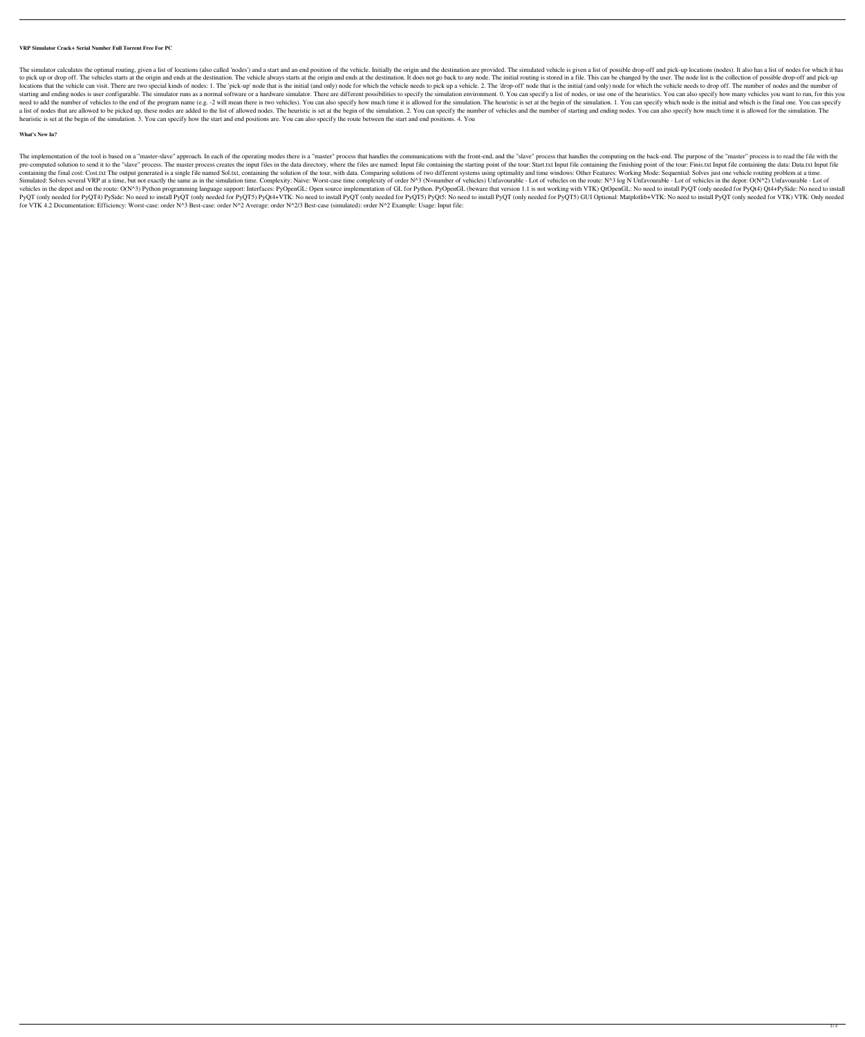**VRP Simulator Crack+ Serial Number Full Torrent Free For PC**

The simulator calculates the optimal routing, given a list of locations (also called 'nodes') and a start and an end position of the vehicle. Initially the origin and the destination are provided. The simulated vehicle is given a list of possible drop-off and pick-up locations (nodes). It also has a list of nodes for which it has to pick up or drop off. The vehicles starts at the origin and ends at the destination. The vehicle always starts at the origin and ends at the destination. It does not go back to any node. The initial routing is stored in a file. This can be changed by the user. The node list is the collection of possible drop-off and pick-up locations that the vehicle can visit. There are two special kinds of nodes: 1. The 'pick-up' node that is the initial (and only) node for which the vehicle needs to pick up a vehicle. 2. The 'drop-off' node that is the initial (and only) node for which the vehicle needs to drop off. The number of nodes and the number of starting and ending nodes is user configurable. The simulator runs as a normal software or a hardware simulator. There are different possibilities to specify the simulation environment. 0. You can specify a list of nodes, or use one of the heuristics. You can also specify how many vehicles you want to run, for this you need to add the number of vehicles to the end of the program name (e.g. -2 will mean there is two vehicles). You can also specify how much time it is allowed for the simulation. The heuristic is set at the begin of the simulation. 1. You can specify which node is the initial and which is the final one. You can specify a list of nodes that are allowed to be picked up, these nodes are added to the list of allowed nodes. The heuristic is set at the begin of the simulation. 2. You can specify the number of vehicles and the number of starting and ending nodes. You can also specify how much time it is allowed for the simulation. The heuristic is set at the begin of the simulation. 3. You can specify how the start and end positions are. You can also specify the route between the start and end positions. 4. You

**What's New In?**

The implementation of the tool is based on a "master-slave" approach. In each of the operating modes there is a "master" process that handles the communications with the front-end, and the "slave" process that handles the computing on the back-end. The purpose of the "master" process is to read the file with the pre-computed solution to send it to the "slave" process. The master process creates the input files in the data directory, where the files are named: Input file containing the starting point of the tour: Start.txt Input file containing the finishing point of the tour: Finis.txt Input file containing the data: Data.txt Input file containing the final cost: Cost.txt The output generated is a single file named Sol.txt, containing the solution of the tour, with data. Comparing solutions of two different systems using optimality and time windows: Other Features: Working Mode: Sequential: Solves just one vehicle routing problem at a time. Simulated: Solves several VRP at a time, but not exactly the same as in the simulation time. Complexity: Naive: Worst-case time complexity of order N^3 (N=number of vehicles) Unfavourable - Lot of vehicles on the route: N^3 log N Unfavourable - Lot of vehicles in the depot: O(N^2) Unfavourable - Lot of vehicles in the depot and on the route: O(N^3) Python programming language support: Interfaces: PyOpenGL: Open source implementation of GL for Python. PyOpenGL (beware that version 1.1 is not working with VTK) QtOpenGL: No need to install PyQT (only needed for PyQt4) Qt4+PySide: No need to install PyQT (only needed for PyQT4) PySide: No need to install PyQT (only needed for PyQT5) PyQt4+VTK: No need to install PyQT (only needed for PyQT5) PyQt5: No need to install PyQT (only needed for PyQT5) GUI Optional: Matplotlib+VTK: No need to install PyQT (only needed for VTK) VTK: Only needed for VTK 4.2 Documentation: Efficiency: Worst-case: order N^3 Best-case: order N^2 Average: order N^2/3 Best-case (simulated): order N^2 Example: Usage: Input file: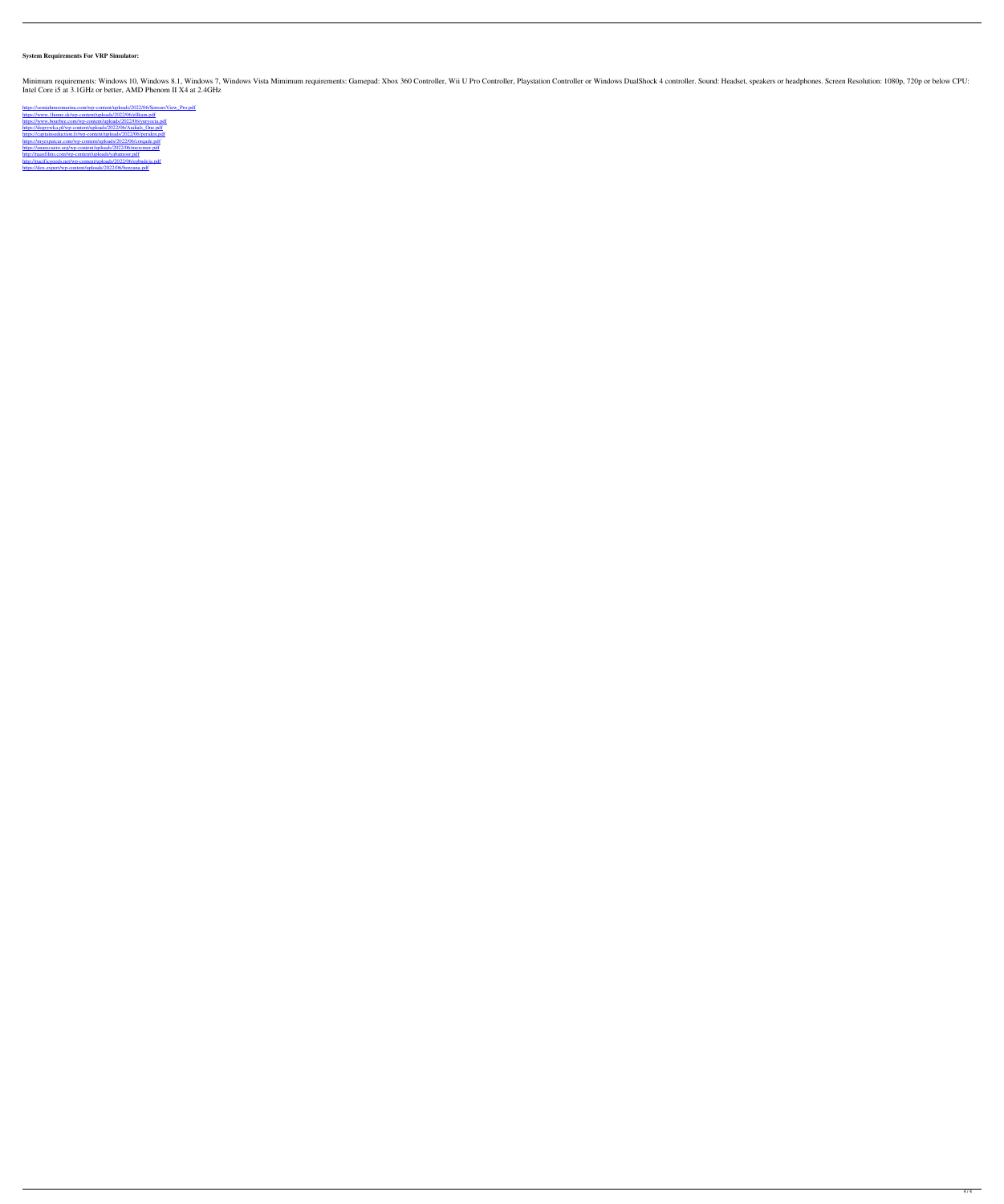**System Requirements For VRP Simulator:**

Minimum requirements: Windows 10, Windows 8.1, Windows 7, Windows Vista Mimimum requirements: Gamepad: Xbox 360 Controller, Wii U Pro Controller, Playstation Controller or Windows DualShock 4 controller. Sound: Headset, speakers or headphones. Screen Resolution: 1080p, 720p or below CPU: Intel Core i5 at 3.1GHz or better, AMD Phenom II X4 at 2.4GHz

https://semiahmoomarina.com/wp-content/uploads/2022/06/SensorsView_Pro.pdf
https://www.1home.sk/wp-content/uploads/2022/06/jillkam.pdf
https://www.bourbee.com/wp-content/uploads/2022/06/yuryocta.pdf
https://deerwika.pl/wp-content/uploads/2022/06/Anthalo_One.pdf
https://captainseduction.fr/wp-content/uploads/2022/06/peralen.pdf
https://myexpatcar.com/wp-content/uploads/2022/06/coraade.pdf
https://anarecuero.org/wp-content/uploads/2022/06/mercmor.pdf
http://taasfilms.com/wp-content/uploads/yabamoor.pdf
http://pacificgoods.net/wp-content/uploads/2022/06/ophadejs.pdf
https://dox.expert/wp-content/uploads/2022/06/benyana.pdf